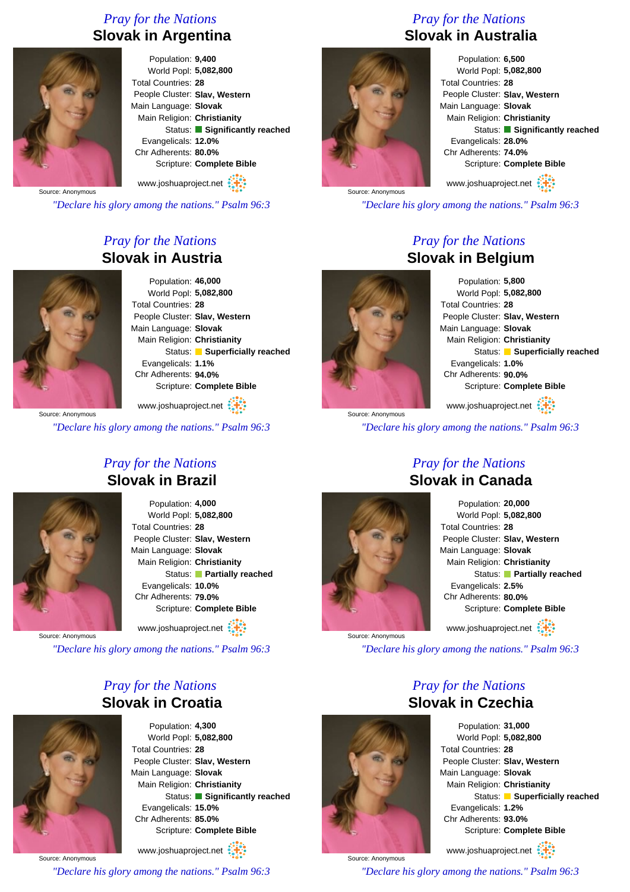*Pray for the Nations*

## Slovak in Argentina

Source: Anonymous

Population: **9,400**
World Popl: **5,082,800**
Total Countries: **28**
People Cluster: **Slav, Western**
Main Language: **Slovak**
Main Religion: **Christianity**
Status: **Significantly reached**
Evangelicals: **12.0%**
Chr Adherents: **80.0%**
Scripture: **Complete Bible**

www.joshuaproject.net

*"Declare his glory among the nations." Psalm 96:3*

*Pray for the Nations*

## Slovak in Australia

Source: Anonymous

Population: **6,500**
World Popl: **5,082,800**
Total Countries: **28**
People Cluster: **Slav, Western**
Main Language: **Slovak**
Main Religion: **Christianity**
Status: **Significantly reached**
Evangelicals: **28.0%**
Chr Adherents: **74.0%**
Scripture: **Complete Bible**

www.joshuaproject.net

*"Declare his glory among the nations." Psalm 96:3*

*Pray for the Nations*

## Slovak in Austria

Source: Anonymous

Population: **46,000**
World Popl: **5,082,800**
Total Countries: **28**
People Cluster: **Slav, Western**
Main Language: **Slovak**
Main Religion: **Christianity**
Status: **Superficially reached**
Evangelicals: **1.1%**
Chr Adherents: **94.0%**
Scripture: **Complete Bible**

www.joshuaproject.net

*"Declare his glory among the nations." Psalm 96:3*

*Pray for the Nations*

## Slovak in Belgium

Source: Anonymous

Population: **5,800**
World Popl: **5,082,800**
Total Countries: **28**
People Cluster: **Slav, Western**
Main Language: **Slovak**
Main Religion: **Christianity**
Status: **Superficially reached**
Evangelicals: **1.0%**
Chr Adherents: **90.0%**
Scripture: **Complete Bible**

www.joshuaproject.net

*"Declare his glory among the nations." Psalm 96:3*

*Pray for the Nations*

## Slovak in Brazil

Source: Anonymous

Population: **4,000**
World Popl: **5,082,800**
Total Countries: **28**
People Cluster: **Slav, Western**
Main Language: **Slovak**
Main Religion: **Christianity**
Status: **Partially reached**
Evangelicals: **10.0%**
Chr Adherents: **79.0%**
Scripture: **Complete Bible**

www.joshuaproject.net

*"Declare his glory among the nations." Psalm 96:3*

*Pray for the Nations*

## Slovak in Canada

Source: Anonymous

Population: **20,000**
World Popl: **5,082,800**
Total Countries: **28**
People Cluster: **Slav, Western**
Main Language: **Slovak**
Main Religion: **Christianity**
Status: **Partially reached**
Evangelicals: **2.5%**
Chr Adherents: **80.0%**
Scripture: **Complete Bible**

www.joshuaproject.net

*"Declare his glory among the nations." Psalm 96:3*

*Pray for the Nations*

## Slovak in Croatia

Source: Anonymous

Population: **4,300**
World Popl: **5,082,800**
Total Countries: **28**
People Cluster: **Slav, Western**
Main Language: **Slovak**
Main Religion: **Christianity**
Status: **Significantly reached**
Evangelicals: **15.0%**
Chr Adherents: **85.0%**
Scripture: **Complete Bible**

www.joshuaproject.net

*"Declare his glory among the nations." Psalm 96:3*

*Pray for the Nations*

## Slovak in Czechia

Source: Anonymous

Population: **31,000**
World Popl: **5,082,800**
Total Countries: **28**
People Cluster: **Slav, Western**
Main Language: **Slovak**
Main Religion: **Christianity**
Status: **Superficially reached**
Evangelicals: **1.2%**
Chr Adherents: **93.0%**
Scripture: **Complete Bible**

www.joshuaproject.net

*"Declare his glory among the nations." Psalm 96:3*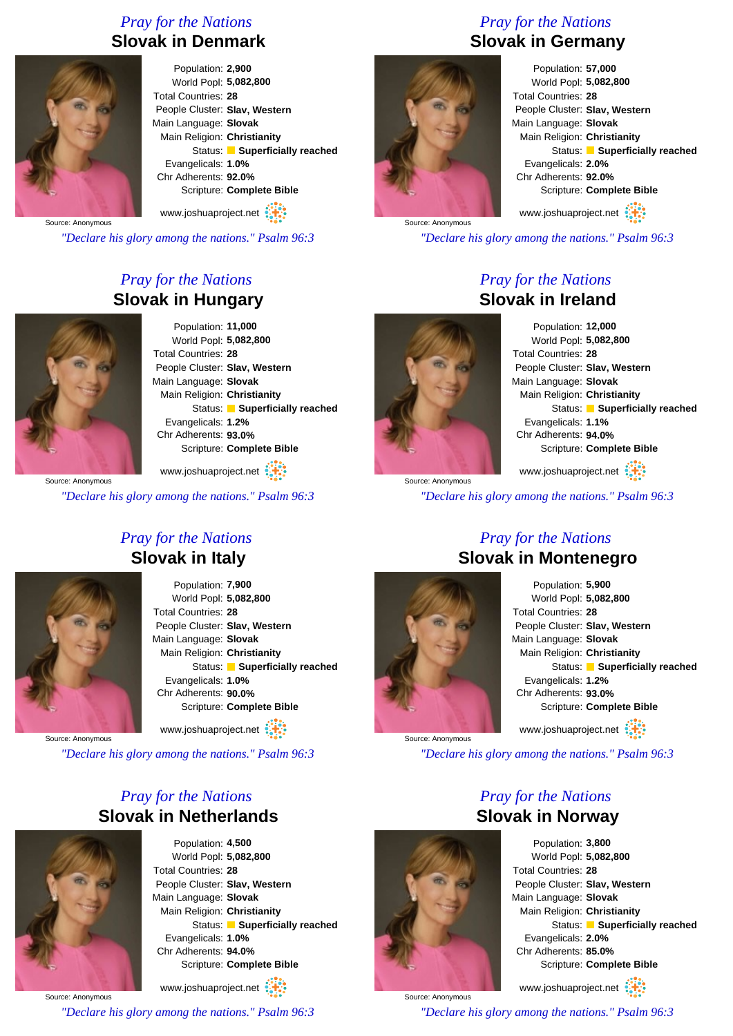## Pray for the Nations
# Slovak in Denmark

Source: Anonymous

Population: **2,900**
World Popl: **5,082,800**
Total Countries: **28**
People Cluster: **Slav, Western**
Main Language: **Slovak**
Main Religion: **Christianity**
Status: **Superficially reached**
Evangelicals: **1.0%**
Chr Adherents: **92.0%**
Scripture: **Complete Bible**

www.joshuaproject.net

*"Declare his glory among the nations." Psalm 96:3*

## Pray for the Nations
# Slovak in Germany

Source: Anonymous

Population: **57,000**
World Popl: **5,082,800**
Total Countries: **28**
People Cluster: **Slav, Western**
Main Language: **Slovak**
Main Religion: **Christianity**
Status: **Superficially reached**
Evangelicals: **2.0%**
Chr Adherents: **92.0%**
Scripture: **Complete Bible**

www.joshuaproject.net

*"Declare his glory among the nations." Psalm 96:3*

## Pray for the Nations
# Slovak in Hungary

Source: Anonymous

Population: **11,000**
World Popl: **5,082,800**
Total Countries: **28**
People Cluster: **Slav, Western**
Main Language: **Slovak**
Main Religion: **Christianity**
Status: **Superficially reached**
Evangelicals: **1.2%**
Chr Adherents: **93.0%**
Scripture: **Complete Bible**

www.joshuaproject.net

*"Declare his glory among the nations." Psalm 96:3*

## Pray for the Nations
# Slovak in Ireland

Source: Anonymous

Population: **12,000**
World Popl: **5,082,800**
Total Countries: **28**
People Cluster: **Slav, Western**
Main Language: **Slovak**
Main Religion: **Christianity**
Status: **Superficially reached**
Evangelicals: **1.1%**
Chr Adherents: **94.0%**
Scripture: **Complete Bible**

www.joshuaproject.net

*"Declare his glory among the nations." Psalm 96:3*

## Pray for the Nations
# Slovak in Italy

Source: Anonymous

Population: **7,900**
World Popl: **5,082,800**
Total Countries: **28**
People Cluster: **Slav, Western**
Main Language: **Slovak**
Main Religion: **Christianity**
Status: **Superficially reached**
Evangelicals: **1.0%**
Chr Adherents: **90.0%**
Scripture: **Complete Bible**

www.joshuaproject.net

*"Declare his glory among the nations." Psalm 96:3*

## Pray for the Nations
# Slovak in Montenegro

Source: Anonymous

Population: **5,900**
World Popl: **5,082,800**
Total Countries: **28**
People Cluster: **Slav, Western**
Main Language: **Slovak**
Main Religion: **Christianity**
Status: **Superficially reached**
Evangelicals: **1.2%**
Chr Adherents: **93.0%**
Scripture: **Complete Bible**

www.joshuaproject.net

*"Declare his glory among the nations." Psalm 96:3*

## Pray for the Nations
# Slovak in Netherlands

Source: Anonymous

Population: **4,500**
World Popl: **5,082,800**
Total Countries: **28**
People Cluster: **Slav, Western**
Main Language: **Slovak**
Main Religion: **Christianity**
Status: **Superficially reached**
Evangelicals: **1.0%**
Chr Adherents: **94.0%**
Scripture: **Complete Bible**

www.joshuaproject.net

*"Declare his glory among the nations." Psalm 96:3*

## Pray for the Nations
# Slovak in Norway

Source: Anonymous

Population: **3,800**
World Popl: **5,082,800**
Total Countries: **28**
People Cluster: **Slav, Western**
Main Language: **Slovak**
Main Religion: **Christianity**
Status: **Superficially reached**
Evangelicals: **2.0%**
Chr Adherents: **85.0%**
Scripture: **Complete Bible**

www.joshuaproject.net

*"Declare his glory among the nations." Psalm 96:3*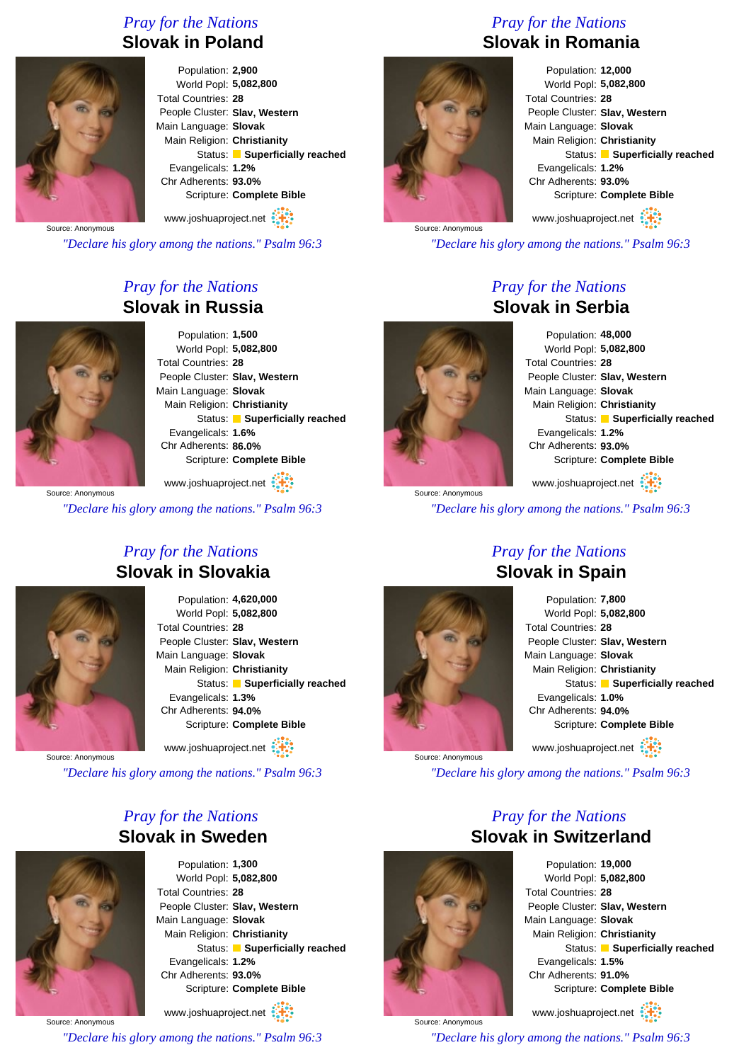*Pray for the Nations*

## Slovak in Poland

Source: Anonymous

Population: **2,900**
World Popl: **5,082,800**
Total Countries: **28**
People Cluster: **Slav, Western**
Main Language: **Slovak**
Main Religion: **Christianity**
Status: **Superficially reached**
Evangelicals: **1.2%**
Chr Adherents: **93.0%**
Scripture: **Complete Bible**

www.joshuaproject.net

*"Declare his glory among the nations." Psalm 96:3*

*Pray for the Nations*

## Slovak in Romania

Source: Anonymous

Population: **12,000**
World Popl: **5,082,800**
Total Countries: **28**
People Cluster: **Slav, Western**
Main Language: **Slovak**
Main Religion: **Christianity**
Status: **Superficially reached**
Evangelicals: **1.2%**
Chr Adherents: **93.0%**
Scripture: **Complete Bible**

www.joshuaproject.net

*"Declare his glory among the nations." Psalm 96:3*

*Pray for the Nations*

## Slovak in Russia

Source: Anonymous

Population: **1,500**
World Popl: **5,082,800**
Total Countries: **28**
People Cluster: **Slav, Western**
Main Language: **Slovak**
Main Religion: **Christianity**
Status: **Superficially reached**
Evangelicals: **1.6%**
Chr Adherents: **86.0%**
Scripture: **Complete Bible**

www.joshuaproject.net

*"Declare his glory among the nations." Psalm 96:3*

*Pray for the Nations*

## Slovak in Serbia

Source: Anonymous

Population: **48,000**
World Popl: **5,082,800**
Total Countries: **28**
People Cluster: **Slav, Western**
Main Language: **Slovak**
Main Religion: **Christianity**
Status: **Superficially reached**
Evangelicals: **1.2%**
Chr Adherents: **93.0%**
Scripture: **Complete Bible**

www.joshuaproject.net

*"Declare his glory among the nations." Psalm 96:3*

*Pray for the Nations*

## Slovak in Slovakia

Source: Anonymous

Population: **4,620,000**
World Popl: **5,082,800**
Total Countries: **28**
People Cluster: **Slav, Western**
Main Language: **Slovak**
Main Religion: **Christianity**
Status: **Superficially reached**
Evangelicals: **1.3%**
Chr Adherents: **94.0%**
Scripture: **Complete Bible**

www.joshuaproject.net

*"Declare his glory among the nations." Psalm 96:3*

*Pray for the Nations*

## Slovak in Spain

Source: Anonymous

Population: **7,800**
World Popl: **5,082,800**
Total Countries: **28**
People Cluster: **Slav, Western**
Main Language: **Slovak**
Main Religion: **Christianity**
Status: **Superficially reached**
Evangelicals: **1.0%**
Chr Adherents: **94.0%**
Scripture: **Complete Bible**

www.joshuaproject.net

*"Declare his glory among the nations." Psalm 96:3*

*Pray for the Nations*

## Slovak in Sweden

Source: Anonymous

Population: **1,300**
World Popl: **5,082,800**
Total Countries: **28**
People Cluster: **Slav, Western**
Main Language: **Slovak**
Main Religion: **Christianity**
Status: **Superficially reached**
Evangelicals: **1.2%**
Chr Adherents: **93.0%**
Scripture: **Complete Bible**

www.joshuaproject.net

*"Declare his glory among the nations." Psalm 96:3*

*Pray for the Nations*

## Slovak in Switzerland

Source: Anonymous

Population: **19,000**
World Popl: **5,082,800**
Total Countries: **28**
People Cluster: **Slav, Western**
Main Language: **Slovak**
Main Religion: **Christianity**
Status: **Superficially reached**
Evangelicals: **1.5%**
Chr Adherents: **91.0%**
Scripture: **Complete Bible**

www.joshuaproject.net

*"Declare his glory among the nations." Psalm 96:3*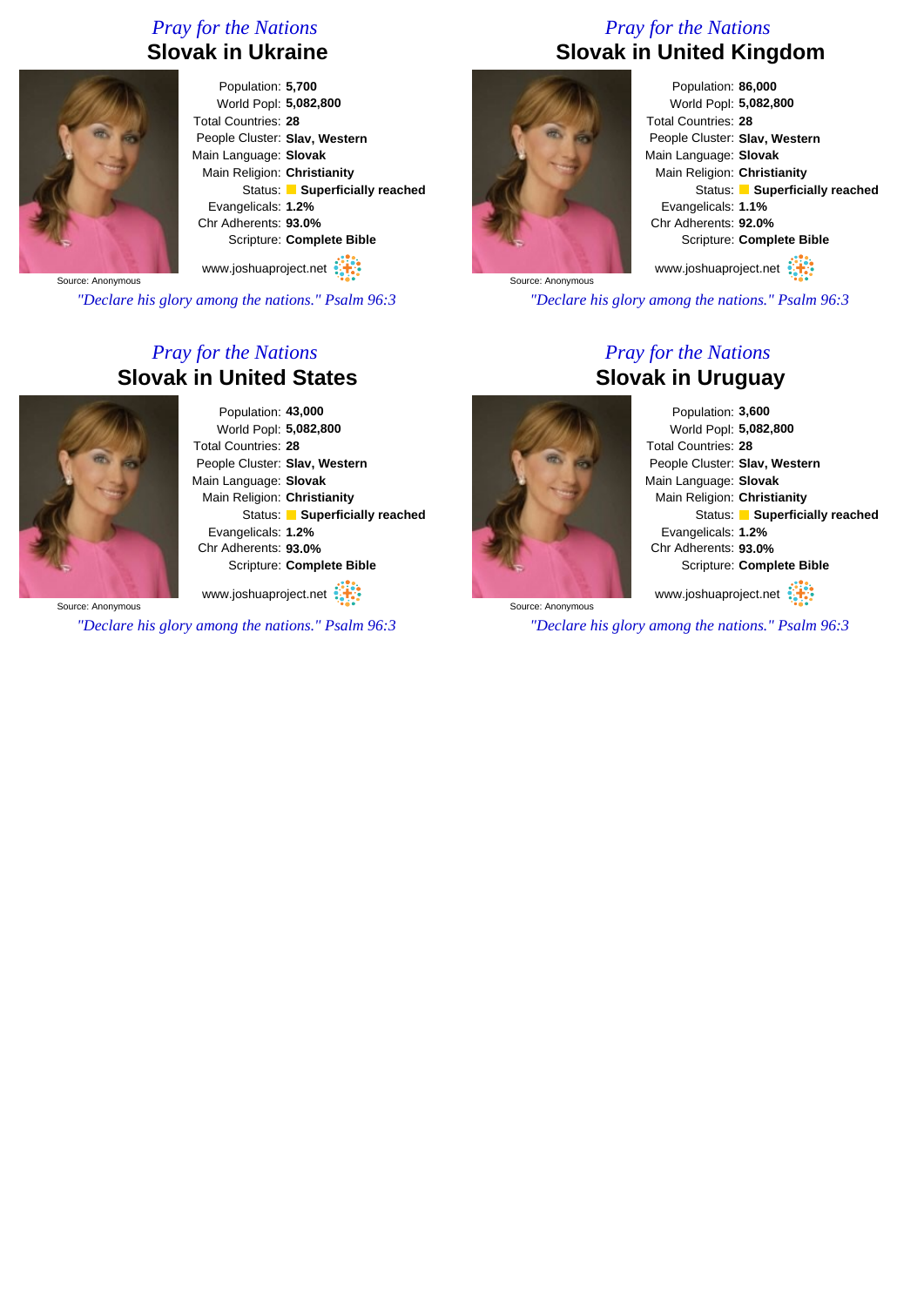*Pray for the Nations*

## Slovak in Ukraine

Source: Anonymous

Population: **5,700**
World Popl: **5,082,800**
Total Countries: **28**
People Cluster: **Slav, Western**
Main Language: **Slovak**
Main Religion: **Christianity**
Status: **Superficially reached**
Evangelicals: **1.2%**
Chr Adherents: **93.0%**
Scripture: **Complete Bible**

www.joshuaproject.net

*"Declare his glory among the nations." Psalm 96:3*

*Pray for the Nations*

## Slovak in United Kingdom

Source: Anonymous

Population: **86,000**
World Popl: **5,082,800**
Total Countries: **28**
People Cluster: **Slav, Western**
Main Language: **Slovak**
Main Religion: **Christianity**
Status: **Superficially reached**
Evangelicals: **1.1%**
Chr Adherents: **92.0%**
Scripture: **Complete Bible**

www.joshuaproject.net

*"Declare his glory among the nations." Psalm 96:3*

*Pray for the Nations*

## Slovak in United States

Source: Anonymous

Population: **43,000**
World Popl: **5,082,800**
Total Countries: **28**
People Cluster: **Slav, Western**
Main Language: **Slovak**
Main Religion: **Christianity**
Status: **Superficially reached**
Evangelicals: **1.2%**
Chr Adherents: **93.0%**
Scripture: **Complete Bible**

www.joshuaproject.net

*"Declare his glory among the nations." Psalm 96:3*

*Pray for the Nations*

## Slovak in Uruguay

Source: Anonymous

Population: **3,600**
World Popl: **5,082,800**
Total Countries: **28**
People Cluster: **Slav, Western**
Main Language: **Slovak**
Main Religion: **Christianity**
Status: **Superficially reached**
Evangelicals: **1.2%**
Chr Adherents: **93.0%**
Scripture: **Complete Bible**

www.joshuaproject.net

*"Declare his glory among the nations." Psalm 96:3*